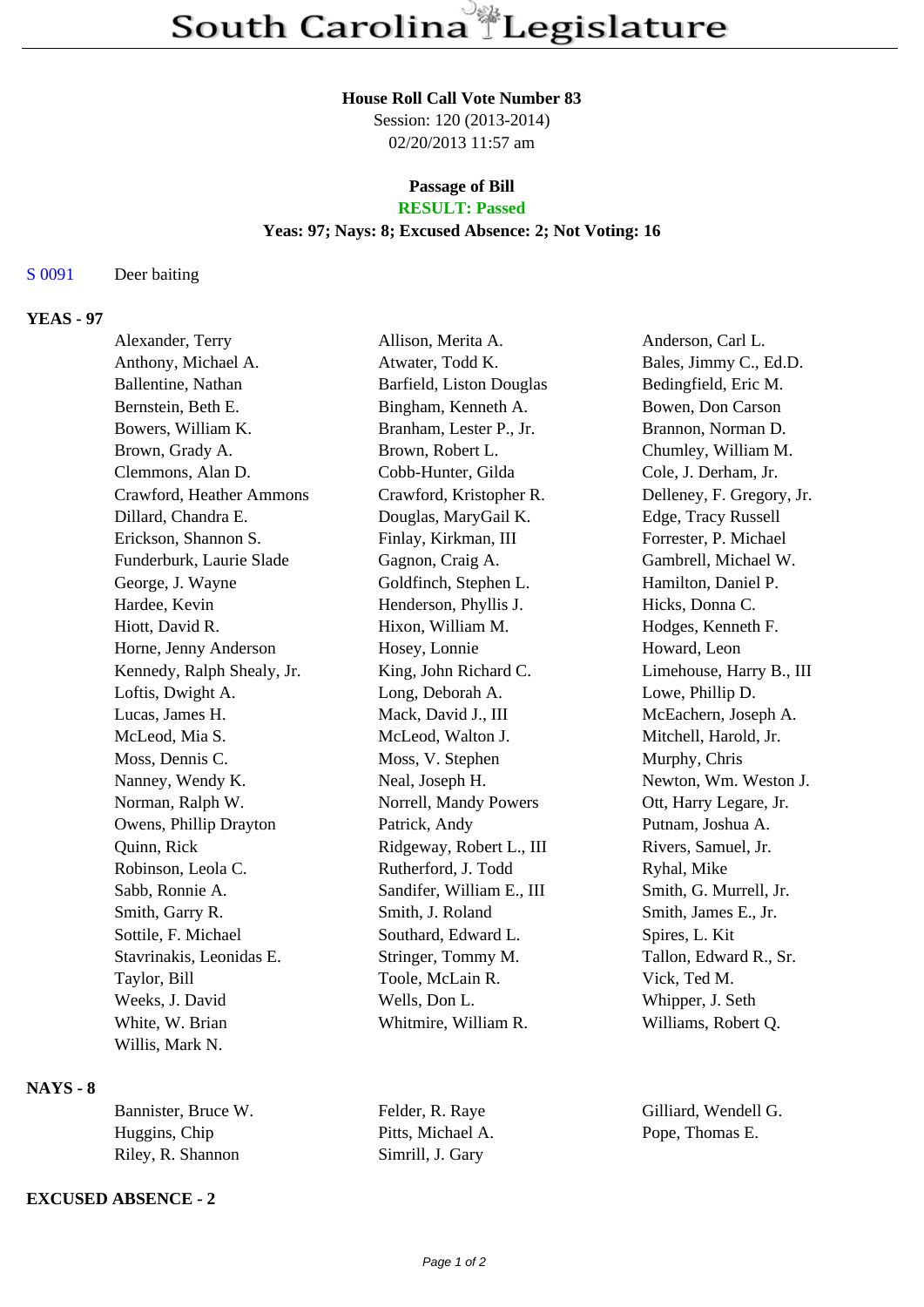# South Carolina Legislature

**House Roll Call Vote Number 83**
Session: 120 (2013-2014)
02/20/2013 11:57 am

**Passage of Bill**
**RESULT: Passed**
**Yeas: 97; Nays: 8; Excused Absence: 2; Not Voting: 16**

S 0091 Deer baiting

**YEAS - 97**

| | | |
|---|---|---|
| Alexander, Terry | Allison, Merita A. | Anderson, Carl L. |
| Anthony, Michael A. | Atwater, Todd K. | Bales, Jimmy C., Ed.D. |
| Ballentine, Nathan | Barfield, Liston Douglas | Bedingfield, Eric M. |
| Bernstein, Beth E. | Bingham, Kenneth A. | Bowen, Don Carson |
| Bowers, William K. | Branham, Lester P., Jr. | Brannon, Norman D. |
| Brown, Grady A. | Brown, Robert L. | Chumley, William M. |
| Clemmons, Alan D. | Cobb-Hunter, Gilda | Cole, J. Derham, Jr. |
| Crawford, Heather Ammons | Crawford, Kristopher R. | Delleney, F. Gregory, Jr. |
| Dillard, Chandra E. | Douglas, MaryGail K. | Edge, Tracy Russell |
| Erickson, Shannon S. | Finlay, Kirkman, III | Forrester, P. Michael |
| Funderburk, Laurie Slade | Gagnon, Craig A. | Gambrell, Michael W. |
| George, J. Wayne | Goldfinch, Stephen L. | Hamilton, Daniel P. |
| Hardee, Kevin | Henderson, Phyllis J. | Hicks, Donna C. |
| Hiott, David R. | Hixon, William M. | Hodges, Kenneth F. |
| Horne, Jenny Anderson | Hosey, Lonnie | Howard, Leon |
| Kennedy, Ralph Shealy, Jr. | King, John Richard C. | Limehouse, Harry B., III |
| Loftis, Dwight A. | Long, Deborah A. | Lowe, Phillip D. |
| Lucas, James H. | Mack, David J., III | McEachern, Joseph A. |
| McLeod, Mia S. | McLeod, Walton J. | Mitchell, Harold, Jr. |
| Moss, Dennis C. | Moss, V. Stephen | Murphy, Chris |
| Nanney, Wendy K. | Neal, Joseph H. | Newton, Wm. Weston J. |
| Norman, Ralph W. | Norrell, Mandy Powers | Ott, Harry Legare, Jr. |
| Owens, Phillip Drayton | Patrick, Andy | Putnam, Joshua A. |
| Quinn, Rick | Ridgeway, Robert L., III | Rivers, Samuel, Jr. |
| Robinson, Leola C. | Rutherford, J. Todd | Ryhal, Mike |
| Sabb, Ronnie A. | Sandifer, William E., III | Smith, G. Murrell, Jr. |
| Smith, Garry R. | Smith, J. Roland | Smith, James E., Jr. |
| Sottile, F. Michael | Southard, Edward L. | Spires, L. Kit |
| Stavrinakis, Leonidas E. | Stringer, Tommy M. | Tallon, Edward R., Sr. |
| Taylor, Bill | Toole, McLain R. | Vick, Ted M. |
| Weeks, J. David | Wells, Don L. | Whipper, J. Seth |
| White, W. Brian | Whitmire, William R. | Williams, Robert Q. |
| Willis, Mark N. | | |

**NAYS - 8**

| | | |
|---|---|---|
| Bannister, Bruce W. | Felder, R. Raye | Gilliard, Wendell G. |
| Huggins, Chip | Pitts, Michael A. | Pope, Thomas E. |
| Riley, R. Shannon | Simrill, J. Gary | |

**EXCUSED ABSENCE - 2**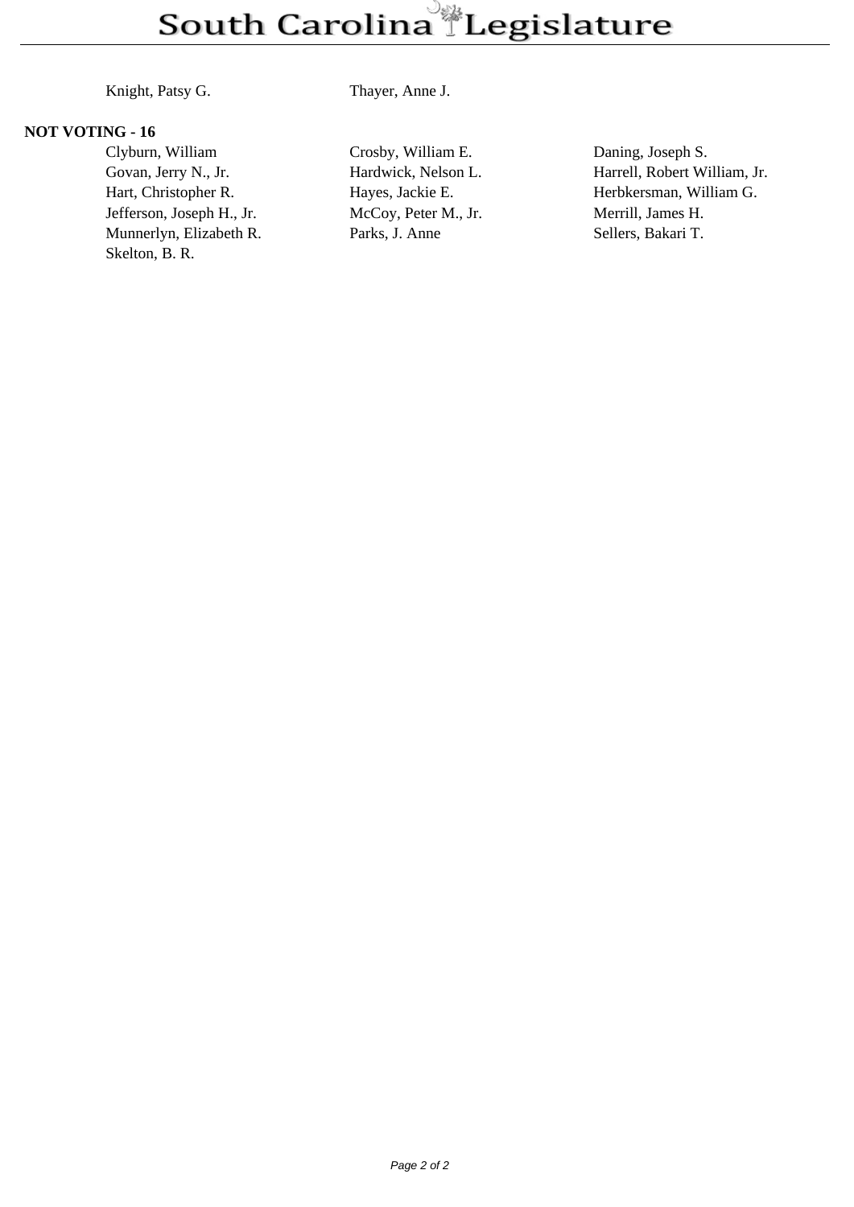Knight, Patsy G.
Thayer, Anne J.

**NOT VOTING - 16**

Clyburn, William
Crosby, William E.
Daning, Joseph S.
Govan, Jerry N., Jr.
Hardwick, Nelson L.
Harrell, Robert William, Jr.
Hart, Christopher R.
Hayes, Jackie E.
Herbkersman, William G.
Jefferson, Joseph H., Jr.
McCoy, Peter M., Jr.
Merrill, James H.
Munnerlyn, Elizabeth R.
Parks, J. Anne
Sellers, Bakari T.
Skelton, B. R.